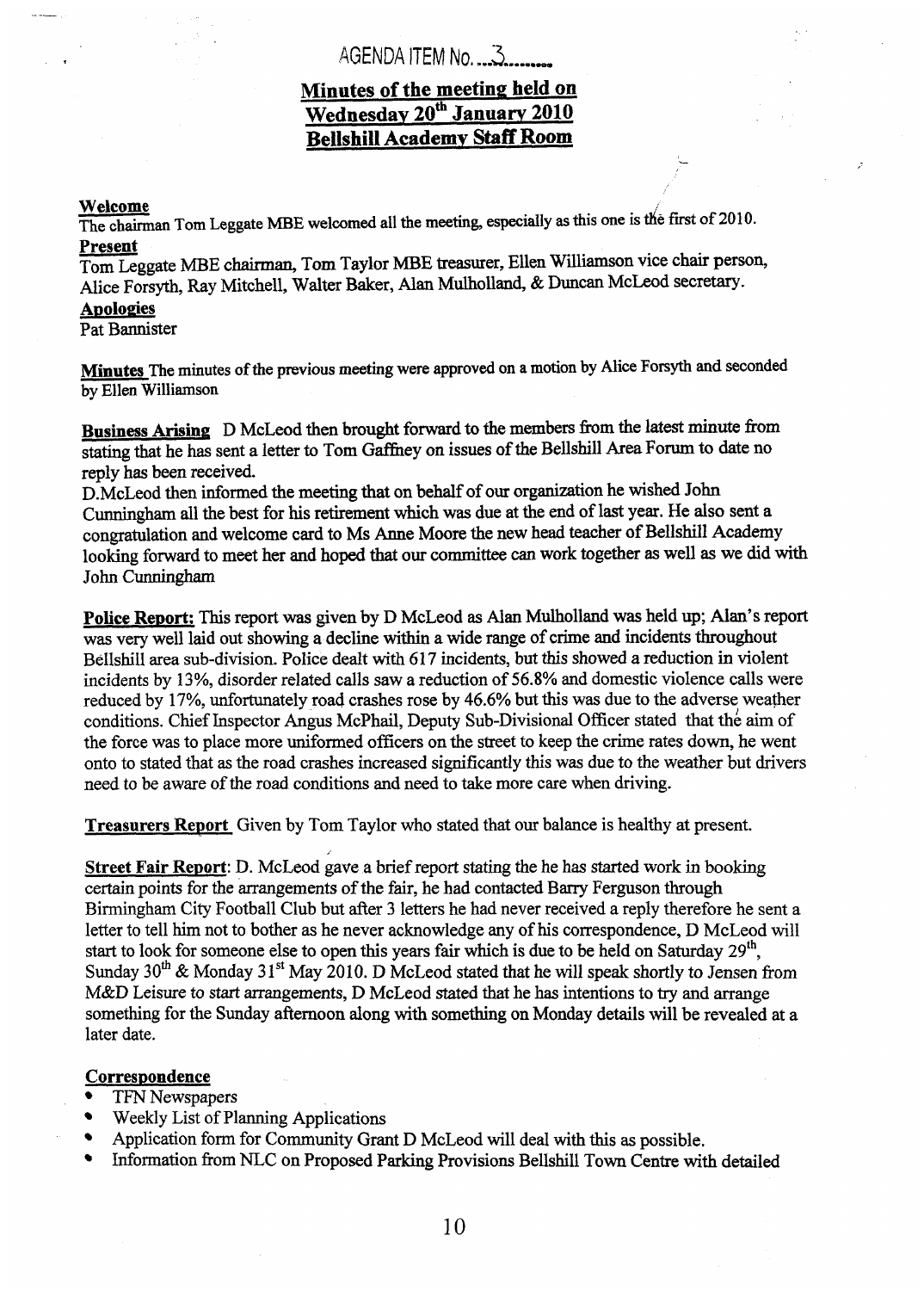AGENDA ITEM No. ...3.........

# Minutes of the meeting held on Wednesday 20th January 2010 Bellshill Academy Staff Room

**Welcome**

The chairman Tom Leggate MBE welcomed all the meeting, especially as this one is the first of 2010.

**Present**

Tom Leggate MBE chairman, Tom Taylor MBE treasurer, Ellen Williamson vice chair person, Alice Forsyth, Ray Mitchell, Walter Baker, Alan Mulholland, & Duncan McLeod secretary.

**Apologies**

Pat Bannister

**Minutes** The minutes of the previous meeting were approved on a motion by Alice Forsyth and seconded by Ellen Williamson

**Business Arising** D McLeod then brought forward to the members from the latest minute from stating that he has sent a letter to Tom Gaffney on issues of the Bellshill Area Forum to date no reply has been received.

D.McLeod then informed the meeting that on behalf of our organization he wished John Cunningham all the best for his retirement which was due at the end of last year. He also sent a congratulation and welcome card to Ms Anne Moore the new head teacher of Bellshill Academy looking forward to meet her and hoped that our committee can work together as well as we did with John Cunningham

**Police Report:** This report was given by D McLeod as Alan Mulholland was held up; Alan's report was very well laid out showing a decline within a wide range of crime and incidents throughout Bellshill area sub-division. Police dealt with 617 incidents, but this showed a reduction in violent incidents by 13%, disorder related calls saw a reduction of 56.8% and domestic violence calls were reduced by 17%, unfortunately road crashes rose by 46.6% but this was due to the adverse weather conditions. Chief Inspector Angus McPhail, Deputy Sub-Divisional Officer stated that the aim of the force was to place more uniformed officers on the street to keep the crime rates down, he went onto to stated that as the road crashes increased significantly this was due to the weather but drivers need to be aware of the road conditions and need to take more care when driving.

**Treasurers Report** Given by Tom Taylor who stated that our balance is healthy at present.

**Street Fair Report:** D. McLeod gave a brief report stating the he has started work in booking certain points for the arrangements of the fair, he had contacted Barry Ferguson through Birmingham City Football Club but after 3 letters he had never received a reply therefore he sent a letter to tell him not to bother as he never acknowledge any of his correspondence, D McLeod will start to look for someone else to open this years fair which is due to be held on Saturday 29th, Sunday 30th & Monday 31st May 2010. D McLeod stated that he will speak shortly to Jensen from M&D Leisure to start arrangements, D McLeod stated that he has intentions to try and arrange something for the Sunday afternoon along with something on Monday details will be revealed at a later date.

**Correspondence**

- TFN Newspapers
- Weekly List of Planning Applications
- Application form for Community Grant D McLeod will deal with this as possible.
- Information from NLC on Proposed Parking Provisions Bellshill Town Centre with detailed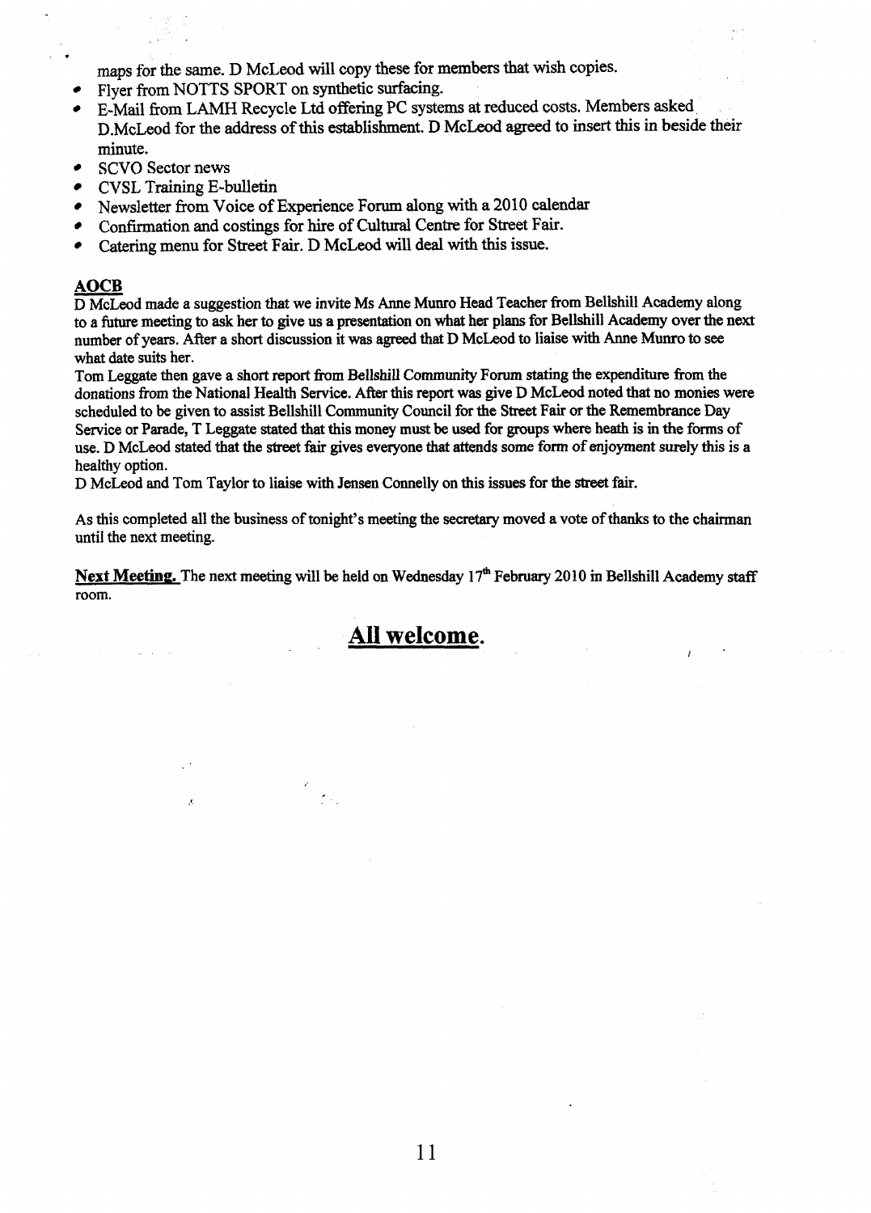maps for the same. D McLeod will copy these for members that wish copies.

- Flyer from NOTTS SPORT on synthetic surfacing.
- E-Mail from LAMH Recycle Ltd offering PC systems at reduced costs. Members asked D.McLeod for the address of this establishment. D McLeod agreed to insert this in beside their minute.
- SCVO Sector news
- CVSL Training E-bulletin
- Newsletter from Voice of Experience Forum along with a 2010 calendar
- Confirmation and costings for hire of Cultural Centre for Street Fair.
- Catering menu for Street Fair. D McLeod will deal with this issue.

**AOCB**

D McLeod made a suggestion that we invite Ms Anne Munro Head Teacher from Bellshill Academy along to a future meeting to ask her to give us a presentation on what her plans for Bellshill Academy over the next number of years. After a short discussion it was agreed that D McLeod to liaise with Anne Munro to see what date suits her.

Tom Leggate then gave a short report from Bellshill Community Forum stating the expenditure from the donations from the National Health Service. After this report was give D McLeod noted that no monies were scheduled to be given to assist Bellshill Community Council for the Street Fair or the Remembrance Day Service or Parade, T Leggate stated that this money must be used for groups where heath is in the forms of use. D McLeod stated that the street fair gives everyone that attends some form of enjoyment surely this is a healthy option.

D McLeod and Tom Taylor to liaise with Jensen Connelly on this issues for the street fair.

As this completed all the business of tonight's meeting the secretary moved a vote of thanks to the chairman until the next meeting.

**Next Meeting.** The next meeting will be held on Wednesday 17th February 2010 in Bellshill Academy staff room.

## All welcome.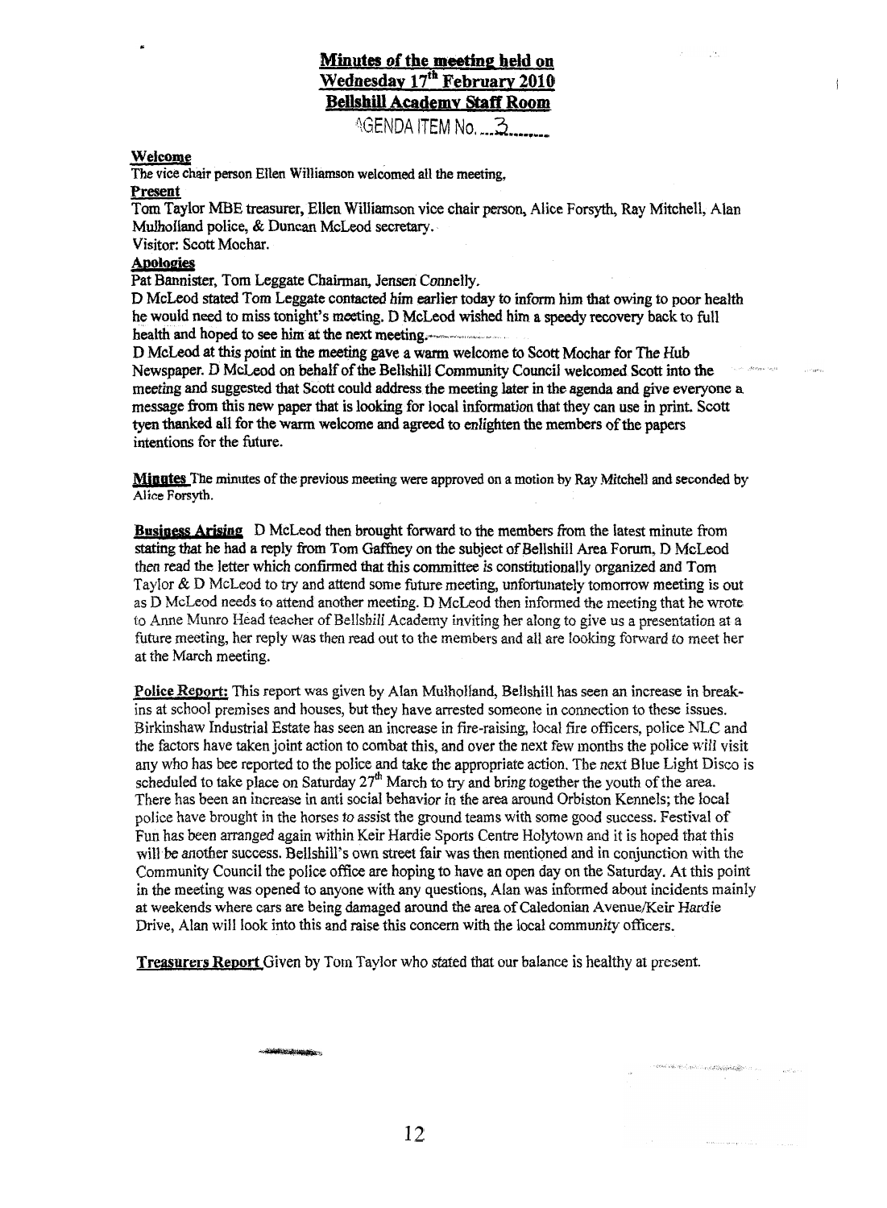# Minutes of the meeting held on Wednesday 17th February 2010 Bellshill Academy Staff Room

AGENDA ITEM No. ...3.......

**Welcome**

The vice chair person Ellen Williamson welcomed all the meeting,

**Present**

Tom Taylor MBE treasurer, Ellen Williamson vice chair person, Alice Forsyth, Ray Mitchell, Alan Mulholland police, & Duncan McLeod secretary.

Visitor: Scott Mochar.

**Apologies**

Pat Bannister, Tom Leggate Chairman, Jensen Connelly.

D McLeod stated Tom Leggate contacted him earlier today to inform him that owing to poor health he would need to miss tonight's meeting. D McLeod wished him a speedy recovery back to full health and hoped to see him at the next meeting.

D McLeod at this point in the meeting gave a warm welcome to Scott Mochar for The Hub Newspaper. D McLeod on behalf of the Bellshill Community Council welcomed Scott into the meeting and suggested that Scott could address the meeting later in the agenda and give everyone a message from this new paper that is looking for local information that they can use in print. Scott tyen thanked all for the warm welcome and agreed to enlighten the members of the papers intentions for the future.

**Minutes** The minutes of the previous meeting were approved on a motion by Ray Mitchell and seconded by Alice Forsyth.

**Business Arising** D McLeod then brought forward to the members from the latest minute from stating that he had a reply from Tom Gaffney on the subject of Bellshill Area Forum, D McLeod then read the letter which confirmed that this committee is constitutionally organized and Tom Taylor & D McLeod to try and attend some future meeting, unfortunately tomorrow meeting is out as D McLeod needs to attend another meeting. D McLeod then informed the meeting that he wrote to Anne Munro Head teacher of Bellshill Academy inviting her along to give us a presentation at a future meeting, her reply was then read out to the members and all are looking forward to meet her at the March meeting.

**Police Report:** This report was given by Alan Mulholland, Bellshill has seen an increase in break-ins at school premises and houses, but they have arrested someone in connection to these issues. Birkinshaw Industrial Estate has seen an increase in fire-raising, local fire officers, police NLC and the factors have taken joint action to combat this, and over the next few months the police will visit any who has bee reported to the police and take the appropriate action. The next Blue Light Disco is scheduled to take place on Saturday 27th March to try and bring together the youth of the area. There has been an increase in anti social behavior in the area around Orbiston Kennels; the local police have brought in the horses to assist the ground teams with some good success. Festival of Fun has been arranged again within Keir Hardie Sports Centre Holytown and it is hoped that this will be another success. Bellshill's own street fair was then mentioned and in conjunction with the Community Council the police office are hoping to have an open day on the Saturday. At this point in the meeting was opened to anyone with any questions, Alan was informed about incidents mainly at weekends where cars are being damaged around the area of Caledonian Avenue/Keir Hardie Drive, Alan will look into this and raise this concern with the local community officers.

**Treasurers Report** Given by Tom Taylor who stated that our balance is healthy at present.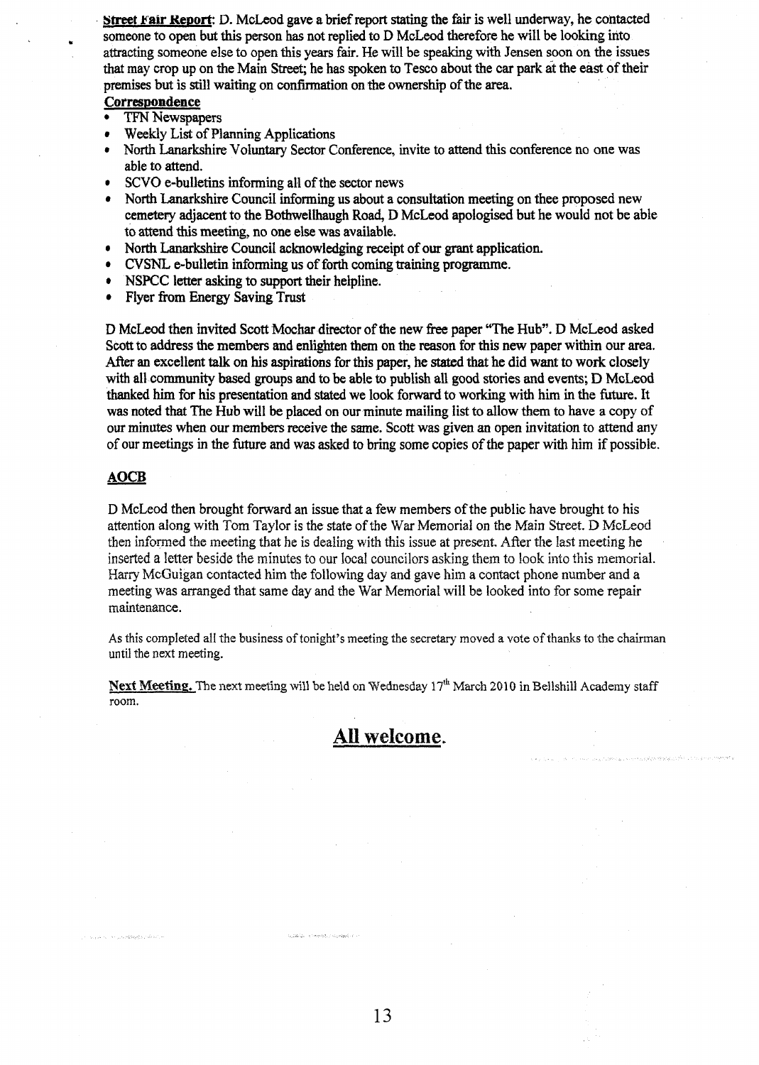**Street Fair Report**: D. McLeod gave a brief report stating the fair is well underway, he contacted someone to open but this person has not replied to D McLeod therefore he will be looking into attracting someone else to open this years fair. He will be speaking with Jensen soon on the issues that may crop up on the Main Street; he has spoken to Tesco about the car park at the east of their premises but is still waiting on confirmation on the ownership of the area.

**Correspondence**

- TFN Newspapers
- Weekly List of Planning Applications
- North Lanarkshire Voluntary Sector Conference, invite to attend this conference no one was able to attend.
- SCVO e-bulletins informing all of the sector news
- North Lanarkshire Council informing us about a consultation meeting on thee proposed new cemetery adjacent to the Bothwellhaugh Road, D McLeod apologised but he would not be able to attend this meeting, no one else was available.
- North Lanarkshire Council acknowledging receipt of our grant application.
- CVSNL e-bulletin informing us of forth coming training programme.
- NSPCC letter asking to support their helpline.
- Flyer from Energy Saving Trust

D McLeod then invited Scott Mochar director of the new free paper "The Hub". D McLeod asked Scott to address the members and enlighten them on the reason for this new paper within our area. After an excellent talk on his aspirations for this paper, he stated that he did want to work closely with all community based groups and to be able to publish all good stories and events; D McLeod thanked him for his presentation and stated we look forward to working with him in the future. It was noted that The Hub will be placed on our minute mailing list to allow them to have a copy of our minutes when our members receive the same. Scott was given an open invitation to attend any of our meetings in the future and was asked to bring some copies of the paper with him if possible.

## AOCB

D McLeod then brought forward an issue that a few members of the public have brought to his attention along with Tom Taylor is the state of the War Memorial on the Main Street. D McLeod then informed the meeting that he is dealing with this issue at present. After the last meeting he inserted a letter beside the minutes to our local councilors asking them to look into this memorial. Harry McGuigan contacted him the following day and gave him a contact phone number and a meeting was arranged that same day and the War Memorial will be looked into for some repair maintenance.

As this completed all the business of tonight's meeting the secretary moved a vote of thanks to the chairman until the next meeting.

**Next Meeting.** The next meeting will be held on Wednesday 17th March 2010 in Bellshill Academy staff room.

## All welcome.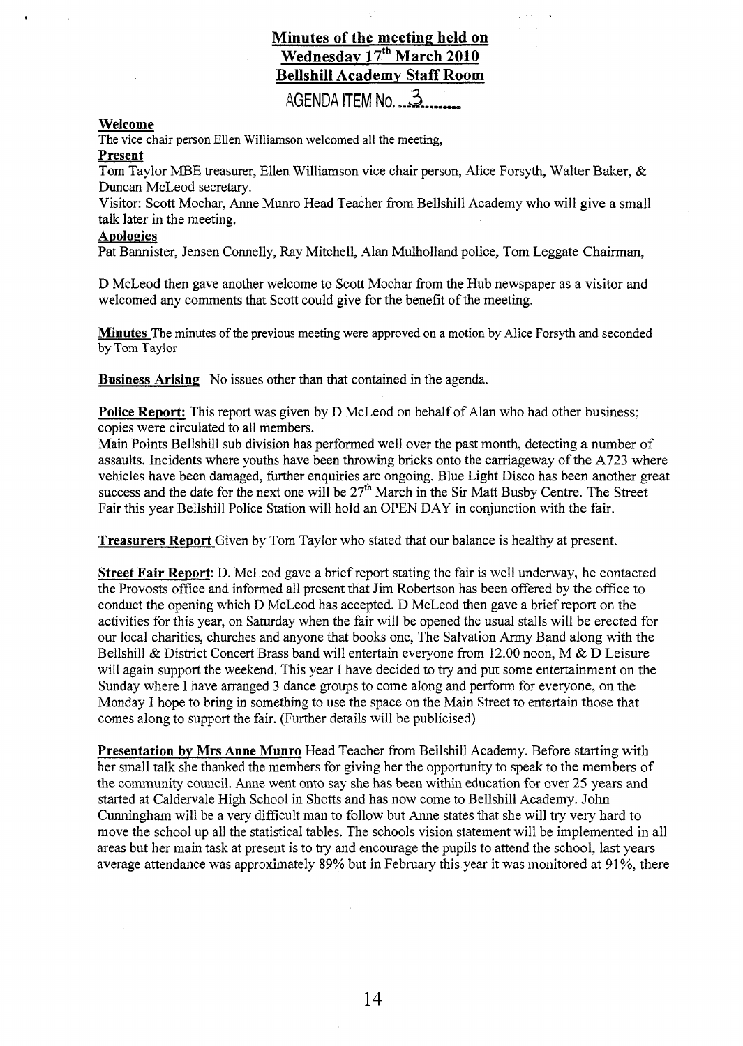# Minutes of the meeting held on Wednesday 17th March 2010 Bellshill Academy Staff Room

AGENDA ITEM No. ...3.......

**Welcome**

The vice chair person Ellen Williamson welcomed all the meeting,

**Present**

Tom Taylor MBE treasurer, Ellen Williamson vice chair person, Alice Forsyth, Walter Baker, & Duncan McLeod secretary.

Visitor: Scott Mochar, Anne Munro Head Teacher from Bellshill Academy who will give a small talk later in the meeting.

**Apologies**

Pat Bannister, Jensen Connelly, Ray Mitchell, Alan Mulholland police, Tom Leggate Chairman,

D McLeod then gave another welcome to Scott Mochar from the Hub newspaper as a visitor and welcomed any comments that Scott could give for the benefit of the meeting.

**Minutes** The minutes of the previous meeting were approved on a motion by Alice Forsyth and seconded by Tom Taylor

**Business Arising** No issues other than that contained in the agenda.

**Police Report:** This report was given by D McLeod on behalf of Alan who had other business; copies were circulated to all members.

Main Points Bellshill sub division has performed well over the past month, detecting a number of assaults. Incidents where youths have been throwing bricks onto the carriageway of the A723 where vehicles have been damaged, further enquiries are ongoing. Blue Light Disco has been another great success and the date for the next one will be 27th March in the Sir Matt Busby Centre. The Street Fair this year Bellshill Police Station will hold an OPEN DAY in conjunction with the fair.

**Treasurers Report** Given by Tom Taylor who stated that our balance is healthy at present.

**Street Fair Report**: D. McLeod gave a brief report stating the fair is well underway, he contacted the Provosts office and informed all present that Jim Robertson has been offered by the office to conduct the opening which D McLeod has accepted. D McLeod then gave a brief report on the activities for this year, on Saturday when the fair will be opened the usual stalls will be erected for our local charities, churches and anyone that books one, The Salvation Army Band along with the Bellshill & District Concert Brass band will entertain everyone from 12.00 noon, M & D Leisure will again support the weekend. This year I have decided to try and put some entertainment on the Sunday where I have arranged 3 dance groups to come along and perform for everyone, on the Monday I hope to bring in something to use the space on the Main Street to entertain those that comes along to support the fair. (Further details will be publicised)

**Presentation by Mrs Anne Munro** Head Teacher from Bellshill Academy. Before starting with her small talk she thanked the members for giving her the opportunity to speak to the members of the community council. Anne went onto say she has been within education for over 25 years and started at Caldervale High School in Shotts and has now come to Bellshill Academy. John Cunningham will be a very difficult man to follow but Anne states that she will try very hard to move the school up all the statistical tables. The schools vision statement will be implemented in all areas but her main task at present is to try and encourage the pupils to attend the school, last years average attendance was approximately 89% but in February this year it was monitored at 91%, there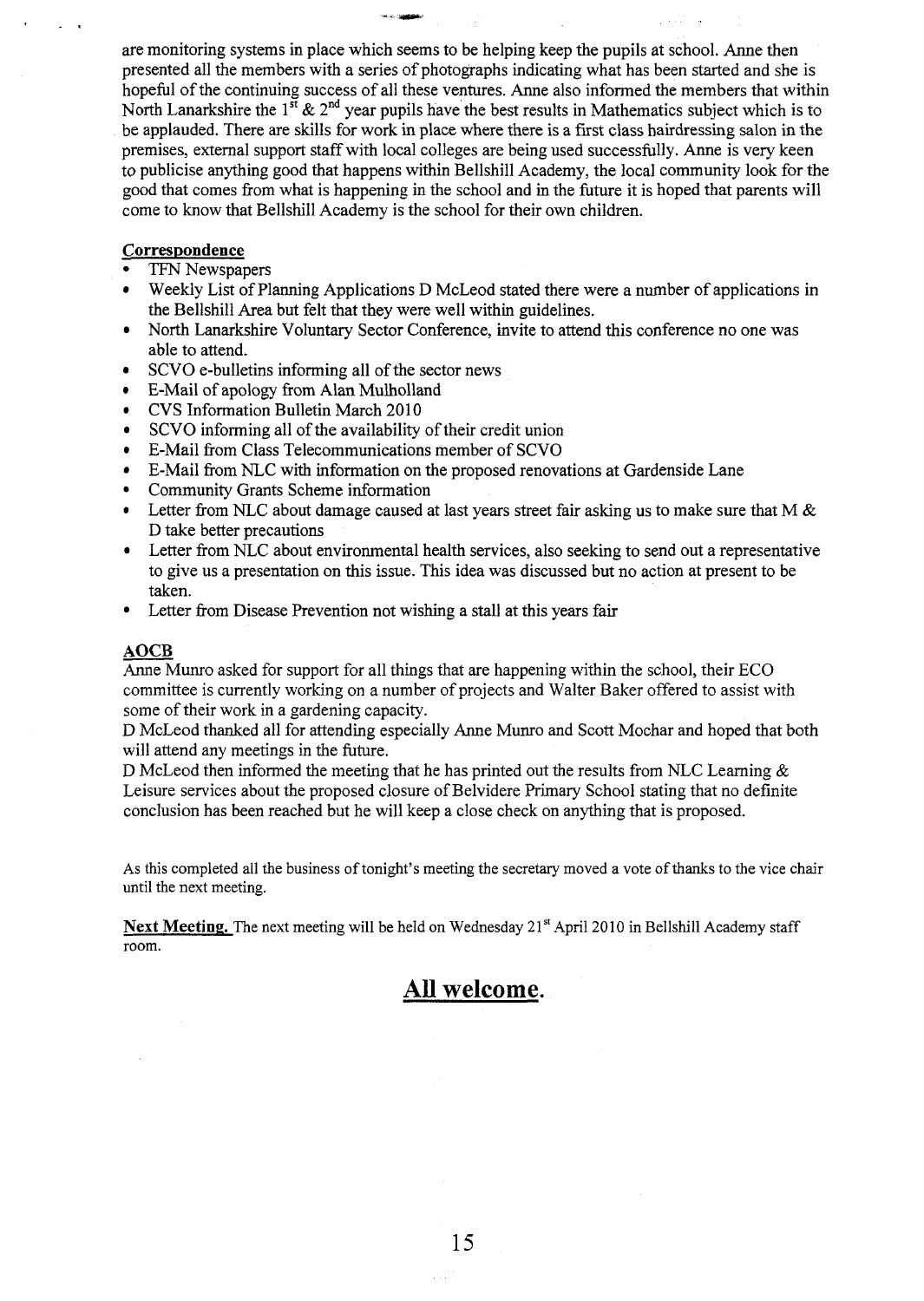are monitoring systems in place which seems to be helping keep the pupils at school. Anne then presented all the members with a series of photographs indicating what has been started and she is hopeful of the continuing success of all these ventures. Anne also informed the members that within North Lanarkshire the 1st & 2nd year pupils have the best results in Mathematics subject which is to be applauded. There are skills for work in place where there is a first class hairdressing salon in the premises, external support staff with local colleges are being used successfully. Anne is very keen to publicise anything good that happens within Bellshill Academy, the local community look for the good that comes from what is happening in the school and in the future it is hoped that parents will come to know that Bellshill Academy is the school for their own children.

**Correspondence**

- TFN Newspapers
- Weekly List of Planning Applications D McLeod stated there were a number of applications in the Bellshill Area but felt that they were well within guidelines.
- North Lanarkshire Voluntary Sector Conference, invite to attend this conference no one was able to attend.
- SCVO e-bulletins informing all of the sector news
- E-Mail of apology from Alan Mulholland
- CVS Information Bulletin March 2010
- SCVO informing all of the availability of their credit union
- E-Mail from Class Telecommunications member of SCVO
- E-Mail from NLC with information on the proposed renovations at Gardenside Lane
- Community Grants Scheme information
- Letter from NLC about damage caused at last years street fair asking us to make sure that M & D take better precautions
- Letter from NLC about environmental health services, also seeking to send out a representative to give us a presentation on this issue. This idea was discussed but no action at present to be taken.
- Letter from Disease Prevention not wishing a stall at this years fair

**AOCB**

Anne Munro asked for support for all things that are happening within the school, their ECO committee is currently working on a number of projects and Walter Baker offered to assist with some of their work in a gardening capacity.

D McLeod thanked all for attending especially Anne Munro and Scott Mochar and hoped that both will attend any meetings in the future.

D McLeod then informed the meeting that he has printed out the results from NLC Learning & Leisure services about the proposed closure of Belvidere Primary School stating that no definite conclusion has been reached but he will keep a close check on anything that is proposed.

As this completed all the business of tonight's meeting the secretary moved a vote of thanks to the vice chair until the next meeting.

**Next Meeting.** The next meeting will be held on Wednesday 21st April 2010 in Bellshill Academy staff room.

## **All welcome.**